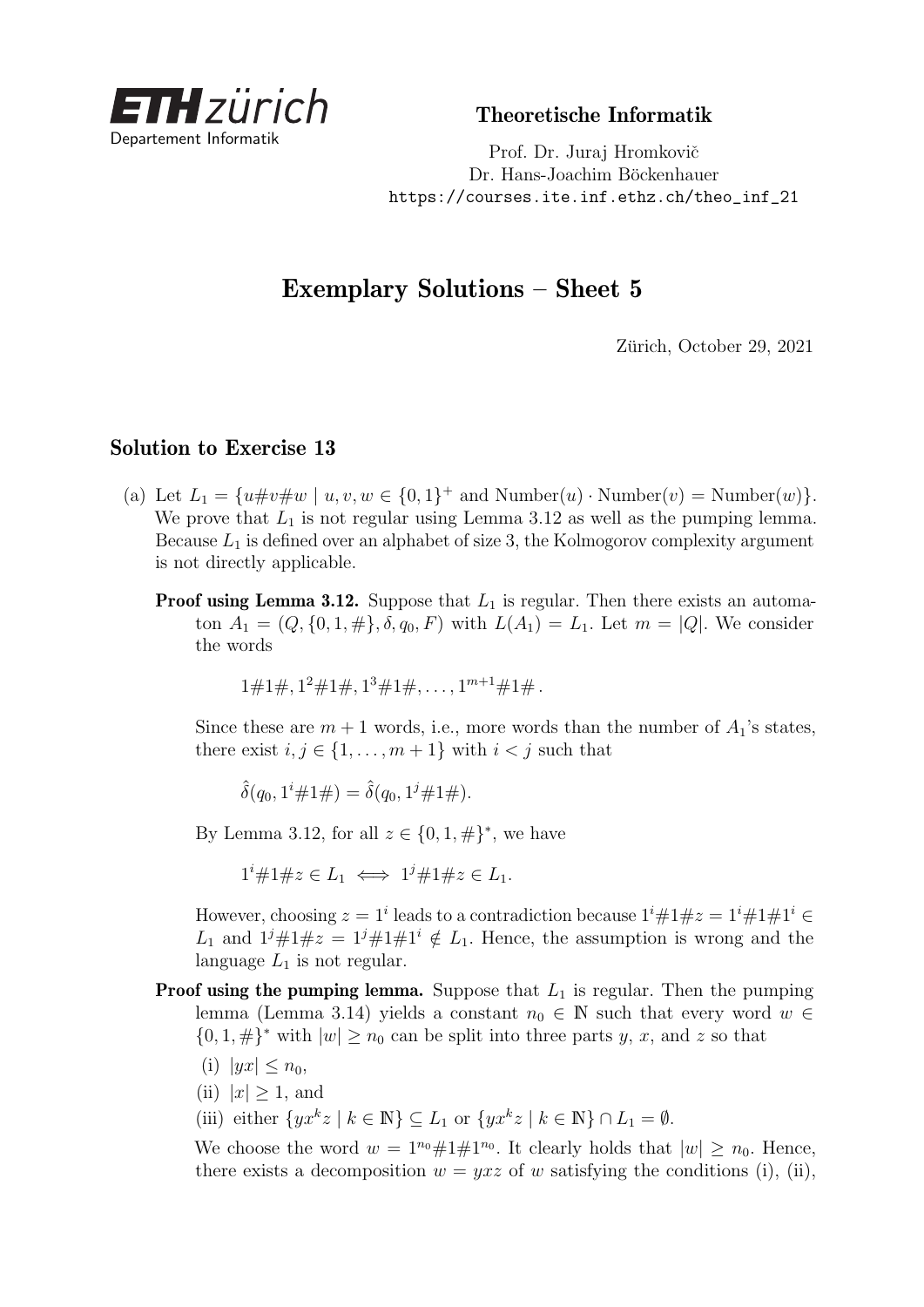ETH zürich
Departement Informatik

**Theoretische Informatik**

Prof. Dr. Juraj Hromkovič
Dr. Hans-Joachim Böckenhauer
https://courses.ite.inf.ethz.ch/theo_inf_21

# Exemplary Solutions – Sheet 5

Zürich, October 29, 2021

## Solution to Exercise 13

(a) Let $L_1 = \{u\#v\#w \mid u, v, w \in \{0,1\}^+ \text{ and } \text{Number}(u) \cdot \text{Number}(v) = \text{Number}(w)\}$. We prove that $L_1$ is not regular using Lemma 3.12 as well as the pumping lemma. Because $L_1$ is defined over an alphabet of size 3, the Kolmogorov complexity argument is not directly applicable.

**Proof using Lemma 3.12.** Suppose that $L_1$ is regular. Then there exists an automaton $A_1 = (Q, \{0,1,\#\}, \delta, q_0, F)$ with $L(A_1) = L_1$. Let $m = |Q|$. We consider the words

$$1\#1\#, 1^2\#1\#, 1^3\#1\#, \ldots, 1^{m+1}\#1\#.$$

Since these are $m+1$ words, i.e., more words than the number of $A_1$'s states, there exist $i, j \in \{1, \ldots, m+1\}$ with $i < j$ such that

$$\hat{\delta}(q_0, 1^i\#1\#) = \hat{\delta}(q_0, 1^j\#1\#).$$

By Lemma 3.12, for all $z \in \{0,1,\#\}^*$, we have

$$1^i\#1\#z \in L_1 \iff 1^j\#1\#z \in L_1.$$

However, choosing $z = 1^i$ leads to a contradiction because $1^i\#1\#z = 1^i\#1\#1^i \in L_1$ and $1^j\#1\#z = 1^j\#1\#1^i \notin L_1$. Hence, the assumption is wrong and the language $L_1$ is not regular.

**Proof using the pumping lemma.** Suppose that $L_1$ is regular. Then the pumping lemma (Lemma 3.14) yields a constant $n_0 \in \mathbb{N}$ such that every word $w \in \{0,1,\#\}^*$ with $|w| \geq n_0$ can be split into three parts $y$, $x$, and $z$ so that

(i) $|yx| \leq n_0$,

(ii) $|x| \geq 1$, and

(iii) either $\{yx^kz \mid k \in \mathbb{N}\} \subseteq L_1$ or $\{yx^kz \mid k \in \mathbb{N}\} \cap L_1 = \emptyset$.

We choose the word $w = 1^{n_0}\#1\#1^{n_0}$. It clearly holds that $|w| \geq n_0$. Hence, there exists a decomposition $w = yxz$ of $w$ satisfying the conditions (i), (ii),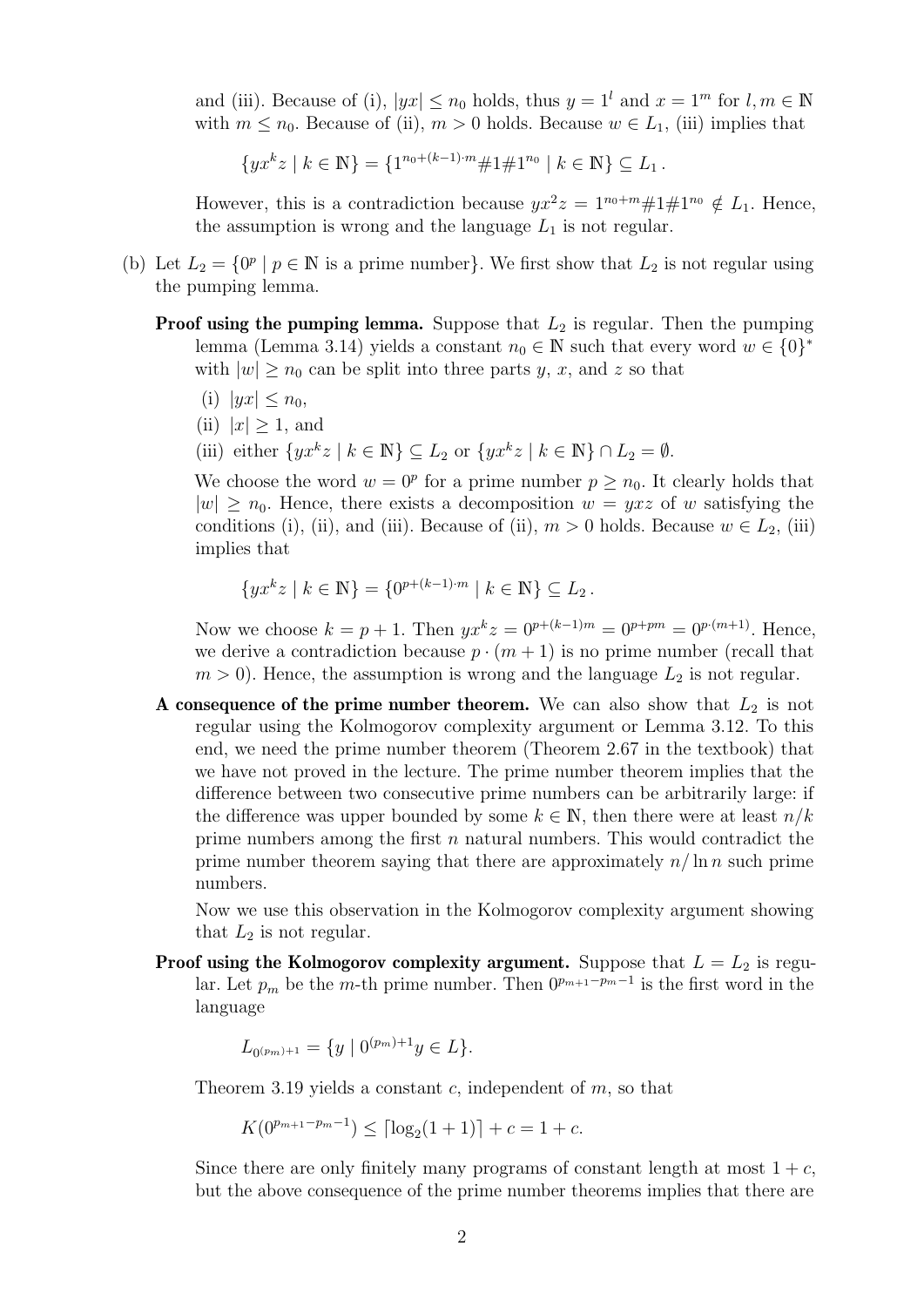and (iii). Because of (i), $|yx| \leq n_0$ holds, thus $y = 1^l$ and $x = 1^m$ for $l, m \in \mathbb{N}$ with $m \leq n_0$. Because of (ii), $m > 0$ holds. Because $w \in L_1$, (iii) implies that

$$\{yx^k z \mid k \in \mathbb{N}\} = \{1^{n_0+(k-1)\cdot m}\#1\#1^{n_0} \mid k \in \mathbb{N}\} \subseteq L_1 .$$

However, this is a contradiction because $yx^2z = 1^{n_0+m}\#1\#1^{n_0} \notin L_1$. Hence, the assumption is wrong and the language $L_1$ is not regular.

(b) Let $L_2 = \{0^p \mid p \in \mathbb{N} \text{ is a prime number}\}$. We first show that $L_2$ is not regular using the pumping lemma.

**Proof using the pumping lemma.** Suppose that $L_2$ is regular. Then the pumping lemma (Lemma 3.14) yields a constant $n_0 \in \mathbb{N}$ such that every word $w \in \{0\}^*$ with $|w| \geq n_0$ can be split into three parts $y$, $x$, and $z$ so that

(i) $|yx| \leq n_0$,

(ii) $|x| \geq 1$, and

(iii) either $\{yx^k z \mid k \in \mathbb{N}\} \subseteq L_2$ or $\{yx^k z \mid k \in \mathbb{N}\} \cap L_2 = \emptyset$.

We choose the word $w = 0^p$ for a prime number $p \geq n_0$. It clearly holds that $|w| \geq n_0$. Hence, there exists a decomposition $w = yxz$ of $w$ satisfying the conditions (i), (ii), and (iii). Because of (ii), $m > 0$ holds. Because $w \in L_2$, (iii) implies that

$$\{yx^k z \mid k \in \mathbb{N}\} = \{0^{p+(k-1)\cdot m} \mid k \in \mathbb{N}\} \subseteq L_2 .$$

Now we choose $k = p + 1$. Then $yx^k z = 0^{p+(k-1)m} = 0^{p+pm} = 0^{p\cdot(m+1)}$. Hence, we derive a contradiction because $p \cdot (m + 1)$ is no prime number (recall that $m > 0$). Hence, the assumption is wrong and the language $L_2$ is not regular.

**A consequence of the prime number theorem.** We can also show that $L_2$ is not regular using the Kolmogorov complexity argument or Lemma 3.12. To this end, we need the prime number theorem (Theorem 2.67 in the textbook) that we have not proved in the lecture. The prime number theorem implies that the difference between two consecutive prime numbers can be arbitrarily large: if the difference was upper bounded by some $k \in \mathbb{N}$, then there were at least $n/k$ prime numbers among the first $n$ natural numbers. This would contradict the prime number theorem saying that there are approximately $n/\ln n$ such prime numbers.

Now we use this observation in the Kolmogorov complexity argument showing that $L_2$ is not regular.

**Proof using the Kolmogorov complexity argument.** Suppose that $L = L_2$ is regular. Let $p_m$ be the $m$-th prime number. Then $0^{p_{m+1}-p_m-1}$ is the first word in the language

$$L_{0^{(p_m)+1}} = \{y \mid 0^{(p_m)+1}y \in L\}.$$

Theorem 3.19 yields a constant $c$, independent of $m$, so that

$$K(0^{p_{m+1}-p_m-1}) \leq \lceil \log_2(1 + 1) \rceil + c = 1 + c.$$

Since there are only finitely many programs of constant length at most $1 + c$, but the above consequence of the prime number theorems implies that there are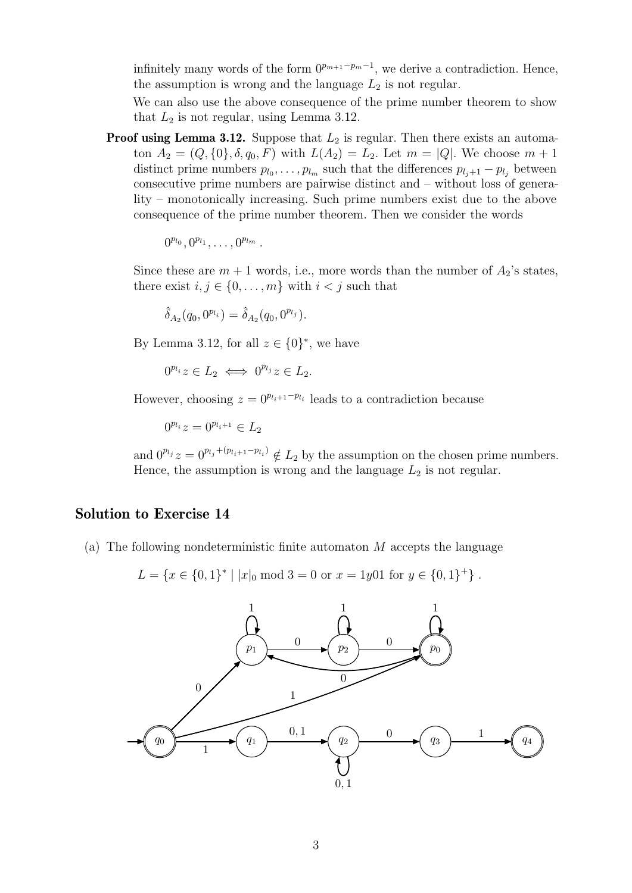infinitely many words of the form $0^{p_{m+1}-p_m-1}$, we derive a contradiction. Hence, the assumption is wrong and the language $L_2$ is not regular.

We can also use the above consequence of the prime number theorem to show that $L_2$ is not regular, using Lemma 3.12.

**Proof using Lemma 3.12.** Suppose that $L_2$ is regular. Then there exists an automaton $A_2 = (Q, \{0\}, \delta, q_0, F)$ with $L(A_2) = L_2$. Let $m = |Q|$. We choose $m+1$ distinct prime numbers $p_{l_0}, \ldots, p_{l_m}$ such that the differences $p_{l_j+1} - p_{l_j}$ between consecutive prime numbers are pairwise distinct and – without loss of generality – monotonically increasing. Such prime numbers exist due to the above consequence of the prime number theorem. Then we consider the words

$$0^{p_{l_0}}, 0^{p_{l_1}}, \ldots, 0^{p_{l_m}} .$$

Since these are $m+1$ words, i.e., more words than the number of $A_2$'s states, there exist $i, j \in \{0, \ldots, m\}$ with $i < j$ such that

$$\hat{\delta}_{A_2}(q_0, 0^{p_{l_i}}) = \hat{\delta}_{A_2}(q_0, 0^{p_{l_j}}).$$

By Lemma 3.12, for all $z \in \{0\}^*$, we have

$$0^{p_{l_i}} z \in L_2 \iff 0^{p_{l_j}} z \in L_2.$$

However, choosing $z = 0^{p_{l_i+1} - p_{l_i}}$ leads to a contradiction because

$$0^{p_{l_i}} z = 0^{p_{l_i+1}} \in L_2$$

and $0^{p_{l_j}} z = 0^{p_{l_j} + (p_{l_i+1} - p_{l_i})} \notin L_2$ by the assumption on the chosen prime numbers. Hence, the assumption is wrong and the language $L_2$ is not regular.

## Solution to Exercise 14

(a) The following nondeterministic finite automaton $M$ accepts the language

$$L = \{x \in \{0,1\}^* \mid |x|_0 \bmod 3 = 0 \text{ or } x = 1y01 \text{ for } y \in \{0,1\}^+\} .$$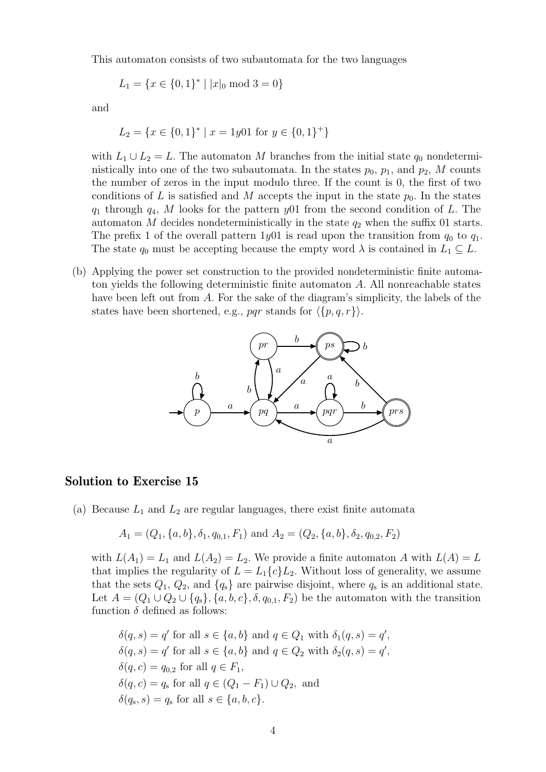This automaton consists of two subautomata for the two languages

$$L_1 = \{x \in \{0,1\}^* \mid |x|_0 \bmod 3 = 0\}$$

and

$$L_2 = \{x \in \{0,1\}^* \mid x = 1y01 \text{ for } y \in \{0,1\}^+\}$$

with $L_1 \cup L_2 = L$. The automaton $M$ branches from the initial state $q_0$ nondeterministically into one of the two subautomata. In the states $p_0$, $p_1$, and $p_2$, $M$ counts the number of zeros in the input modulo three. If the count is 0, the first of two conditions of $L$ is satisfied and $M$ accepts the input in the state $p_0$. In the states $q_1$ through $q_4$, $M$ looks for the pattern $y01$ from the second condition of $L$. The automaton $M$ decides nondeterministically in the state $q_2$ when the suffix 01 starts. The prefix 1 of the overall pattern $1y01$ is read upon the transition from $q_0$ to $q_1$. The state $q_0$ must be accepting because the empty word $\lambda$ is contained in $L_1 \subseteq L$.

(b) Applying the power set construction to the provided nondeterministic finite automaton yields the following deterministic finite automaton $A$. All nonreachable states have been left out from $A$. For the sake of the diagram's simplicity, the labels of the states have been shortened, e.g., $pqr$ stands for $\langle\{p,q,r\}\rangle$.

## Solution to Exercise 15

(a) Because $L_1$ and $L_2$ are regular languages, there exist finite automata

$$A_1 = (Q_1, \{a,b\}, \delta_1, q_{0,1}, F_1) \text{ and } A_2 = (Q_2, \{a,b\}, \delta_2, q_{0,2}, F_2)$$

with $L(A_1) = L_1$ and $L(A_2) = L_2$. We provide a finite automaton $A$ with $L(A) = L$ that implies the regularity of $L = L_1\{c\}L_2$. Without loss of generality, we assume that the sets $Q_1$, $Q_2$, and $\{q_s\}$ are pairwise disjoint, where $q_s$ is an additional state. Let $A = (Q_1 \cup Q_2 \cup \{q_s\}, \{a,b,c\}, \delta, q_{0,1}, F_2)$ be the automaton with the transition function $\delta$ defined as follows:

$$\delta(q,s) = q' \text{ for all } s \in \{a,b\} \text{ and } q \in Q_1 \text{ with } \delta_1(q,s) = q',$$
$$\delta(q,s) = q' \text{ for all } s \in \{a,b\} \text{ and } q \in Q_2 \text{ with } \delta_2(q,s) = q',$$
$$\delta(q,c) = q_{0,2} \text{ for all } q \in F_1,$$
$$\delta(q,c) = q_s \text{ for all } q \in (Q_1 - F_1) \cup Q_2, \text{ and}$$
$$\delta(q_s,s) = q_s \text{ for all } s \in \{a,b,c\}.$$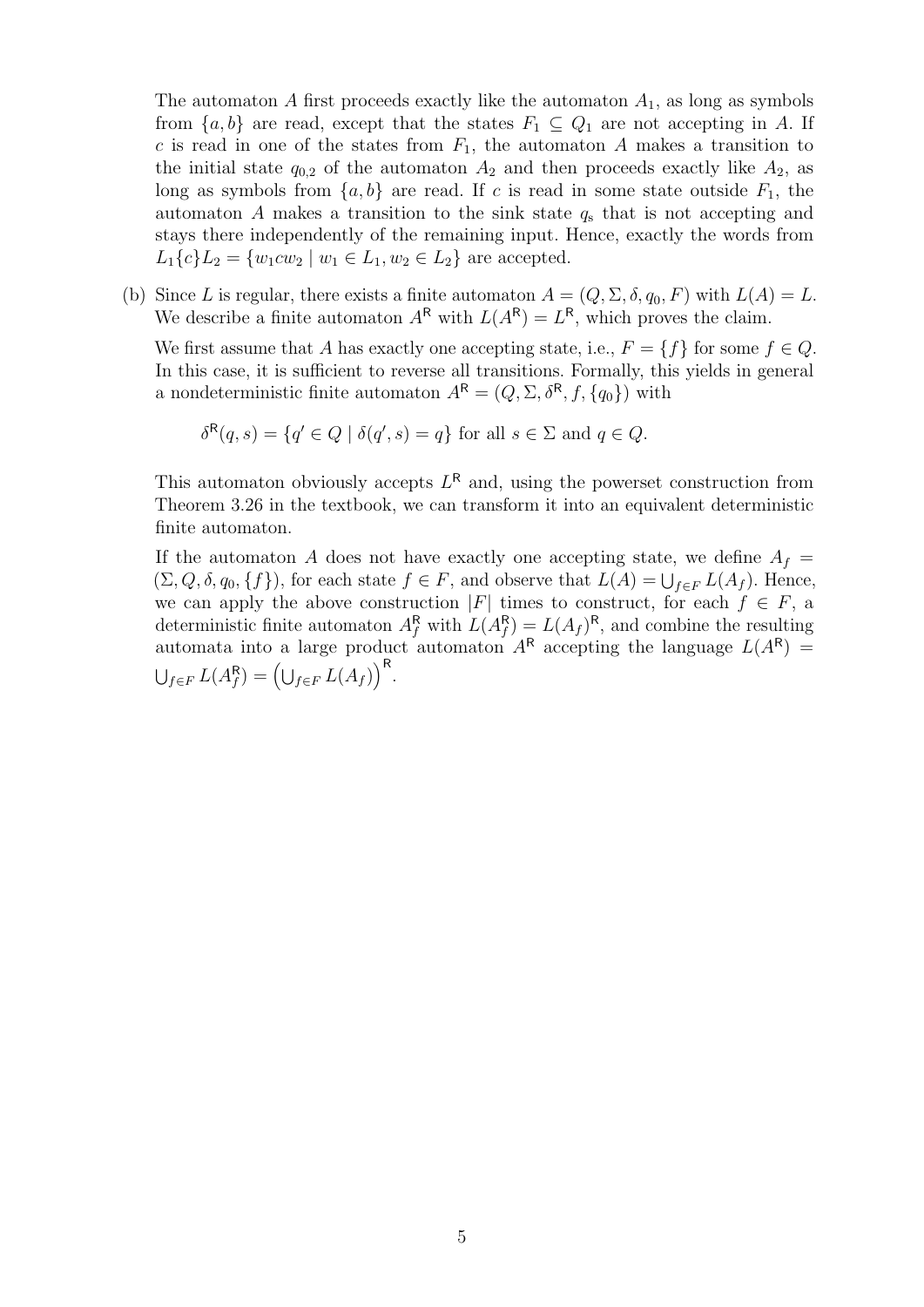The automaton $A$ first proceeds exactly like the automaton $A_1$, as long as symbols from $\{a, b\}$ are read, except that the states $F_1 \subseteq Q_1$ are not accepting in $A$. If $c$ is read in one of the states from $F_1$, the automaton $A$ makes a transition to the initial state $q_{0,2}$ of the automaton $A_2$ and then proceeds exactly like $A_2$, as long as symbols from $\{a, b\}$ are read. If $c$ is read in some state outside $F_1$, the automaton $A$ makes a transition to the sink state $q_s$ that is not accepting and stays there independently of the remaining input. Hence, exactly the words from $L_1\{c\}L_2 = \{w_1 c w_2 \mid w_1 \in L_1, w_2 \in L_2\}$ are accepted.

(b) Since $L$ is regular, there exists a finite automaton $A = (Q, \Sigma, \delta, q_0, F)$ with $L(A) = L$. We describe a finite automaton $A^{\mathsf{R}}$ with $L(A^{\mathsf{R}}) = L^{\mathsf{R}}$, which proves the claim.

We first assume that $A$ has exactly one accepting state, i.e., $F = \{f\}$ for some $f \in Q$. In this case, it is sufficient to reverse all transitions. Formally, this yields in general a nondeterministic finite automaton $A^{\mathsf{R}} = (Q, \Sigma, \delta^{\mathsf{R}}, f, \{q_0\})$ with

$$\delta^{\mathsf{R}}(q, s) = \{q' \in Q \mid \delta(q', s) = q\} \text{ for all } s \in \Sigma \text{ and } q \in Q.$$

This automaton obviously accepts $L^{\mathsf{R}}$ and, using the powerset construction from Theorem 3.26 in the textbook, we can transform it into an equivalent deterministic finite automaton.

If the automaton $A$ does not have exactly one accepting state, we define $A_f = (\Sigma, Q, \delta, q_0, \{f\})$, for each state $f \in F$, and observe that $L(A) = \bigcup_{f \in F} L(A_f)$. Hence, we can apply the above construction $|F|$ times to construct, for each $f \in F$, a deterministic finite automaton $A_f^{\mathsf{R}}$ with $L(A_f^{\mathsf{R}}) = L(A_f)^{\mathsf{R}}$, and combine the resulting automata into a large product automaton $A^{\mathsf{R}}$ accepting the language $L(A^{\mathsf{R}}) = \bigcup_{f \in F} L(A_f^{\mathsf{R}}) = \left(\bigcup_{f \in F} L(A_f)\right)^{\mathsf{R}}$.